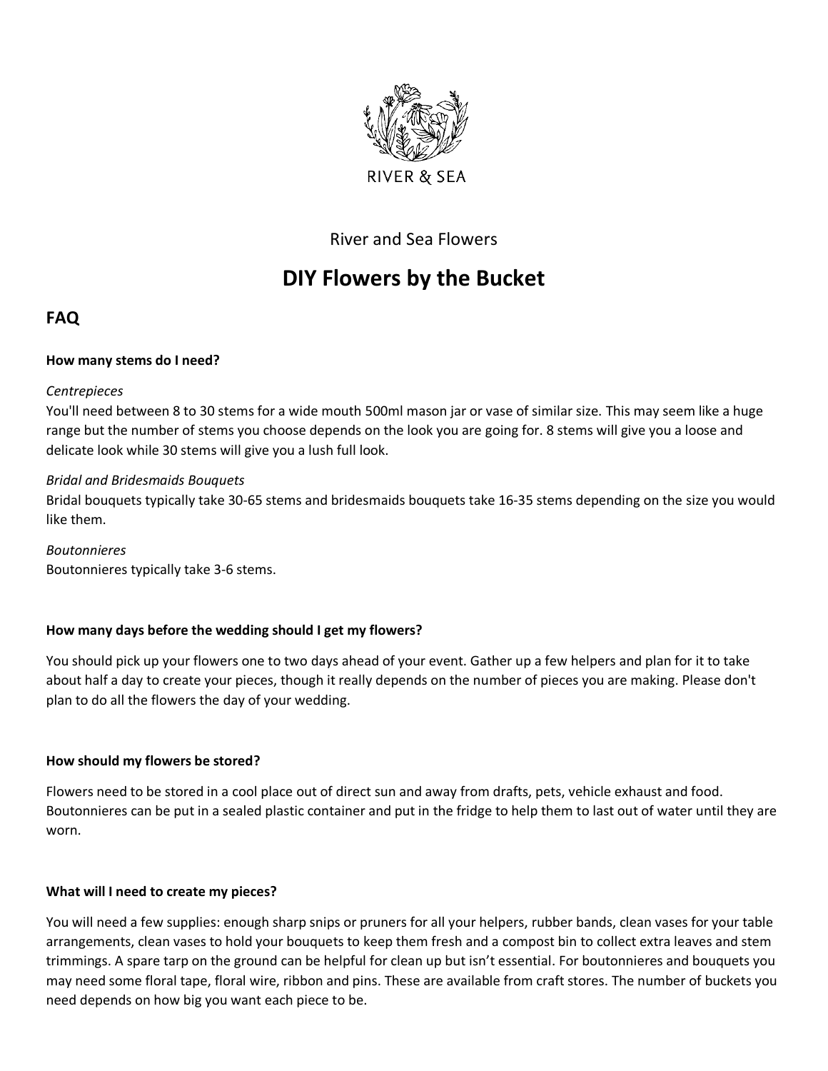RIVER & SEA

River and Sea Flowers

# DIY Flowers by the Bucket

## FAQ

**How many stems do I need?**

*Centrepieces*

You'll need between 8 to 30 stems for a wide mouth 500ml mason jar or vase of similar size. This may seem like a huge range but the number of stems you choose depends on the look you are going for. 8 stems will give you a loose and delicate look while 30 stems will give you a lush full look.

*Bridal and Bridesmaids Bouquets*

Bridal bouquets typically take 30-65 stems and bridesmaids bouquets take 16-35 stems depending on the size you would like them.

*Boutonnieres*

Boutonnieres typically take 3-6 stems.

**How many days before the wedding should I get my flowers?**

You should pick up your flowers one to two days ahead of your event. Gather up a few helpers and plan for it to take about half a day to create your pieces, though it really depends on the number of pieces you are making. Please don't plan to do all the flowers the day of your wedding.

**How should my flowers be stored?**

Flowers need to be stored in a cool place out of direct sun and away from drafts, pets, vehicle exhaust and food. Boutonnieres can be put in a sealed plastic container and put in the fridge to help them to last out of water until they are worn.

**What will I need to create my pieces?**

You will need a few supplies: enough sharp snips or pruners for all your helpers, rubber bands, clean vases for your table arrangements, clean vases to hold your bouquets to keep them fresh and a compost bin to collect extra leaves and stem trimmings. A spare tarp on the ground can be helpful for clean up but isn't essential. For boutonnieres and bouquets you may need some floral tape, floral wire, ribbon and pins. These are available from craft stores. The number of buckets you need depends on how big you want each piece to be.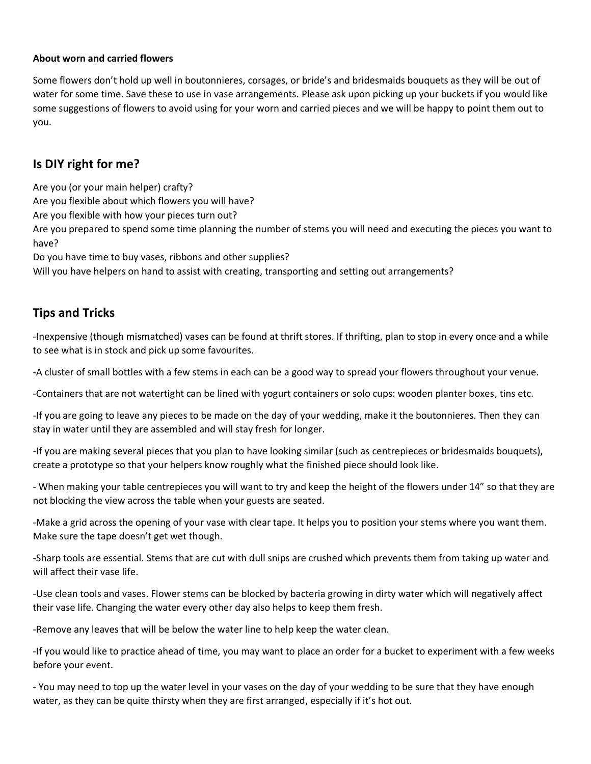**About worn and carried flowers**

Some flowers don't hold up well in boutonnieres, corsages, or bride's and bridesmaids bouquets as they will be out of water for some time. Save these to use in vase arrangements. Please ask upon picking up your buckets if you would like some suggestions of flowers to avoid using for your worn and carried pieces and we will be happy to point them out to you.

## Is DIY right for me?

Are you (or your main helper) crafty?
Are you flexible about which flowers you will have?
Are you flexible with how your pieces turn out?
Are you prepared to spend some time planning the number of stems you will need and executing the pieces you want to have?
Do you have time to buy vases, ribbons and other supplies?
Will you have helpers on hand to assist with creating, transporting and setting out arrangements?

## Tips and Tricks

-Inexpensive (though mismatched) vases can be found at thrift stores. If thrifting, plan to stop in every once and a while to see what is in stock and pick up some favourites.

-A cluster of small bottles with a few stems in each can be a good way to spread your flowers throughout your venue.

-Containers that are not watertight can be lined with yogurt containers or solo cups: wooden planter boxes, tins etc.

-If you are going to leave any pieces to be made on the day of your wedding, make it the boutonnieres. Then they can stay in water until they are assembled and will stay fresh for longer.

-If you are making several pieces that you plan to have looking similar (such as centrepieces or bridesmaids bouquets), create a prototype so that your helpers know roughly what the finished piece should look like.

- When making your table centrepieces you will want to try and keep the height of the flowers under 14" so that they are not blocking the view across the table when your guests are seated.

-Make a grid across the opening of your vase with clear tape. It helps you to position your stems where you want them. Make sure the tape doesn't get wet though.

-Sharp tools are essential. Stems that are cut with dull snips are crushed which prevents them from taking up water and will affect their vase life.

-Use clean tools and vases. Flower stems can be blocked by bacteria growing in dirty water which will negatively affect their vase life. Changing the water every other day also helps to keep them fresh.

-Remove any leaves that will be below the water line to help keep the water clean.

-If you would like to practice ahead of time, you may want to place an order for a bucket to experiment with a few weeks before your event.

- You may need to top up the water level in your vases on the day of your wedding to be sure that they have enough water, as they can be quite thirsty when they are first arranged, especially if it's hot out.